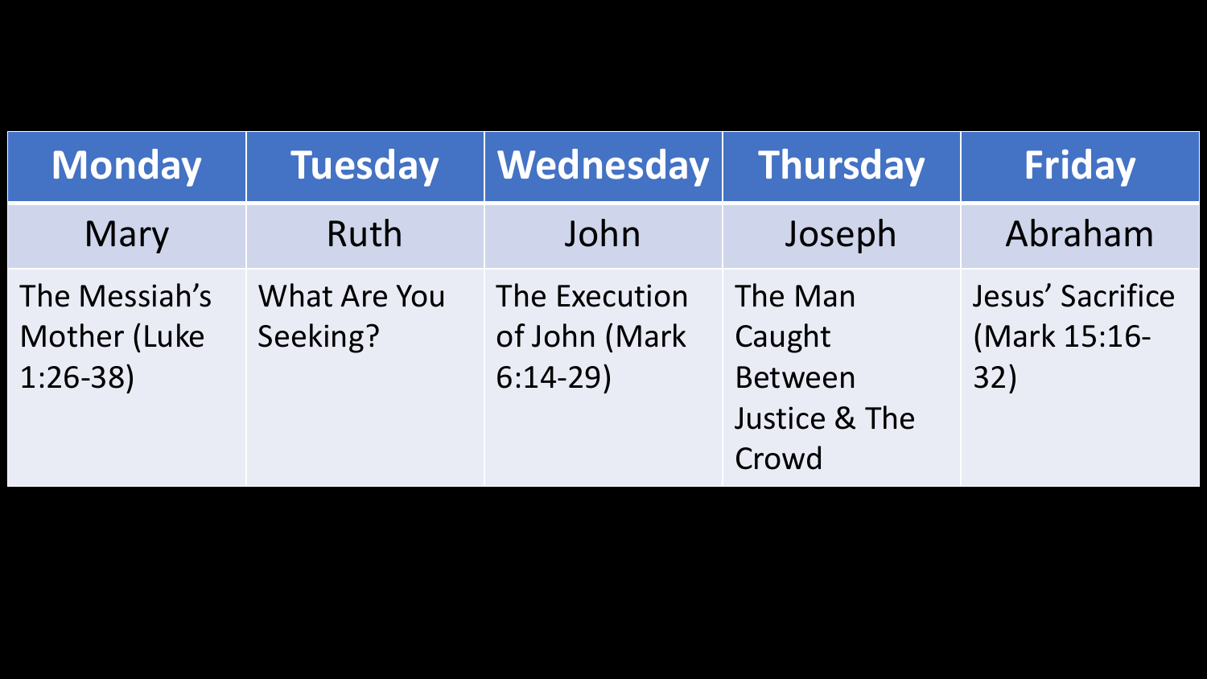| Monday | Tuesday | Wednesday | Thursday | Friday |
|---|---|---|---|---|
| Mary | Ruth | John | Joseph | Abraham |
| The Messiah's Mother (Luke 1:26-38) | What Are You Seeking? | The Execution of John (Mark 6:14-29) | The Man Caught Between Justice & The Crowd | Jesus' Sacrifice (Mark 15:16-32) |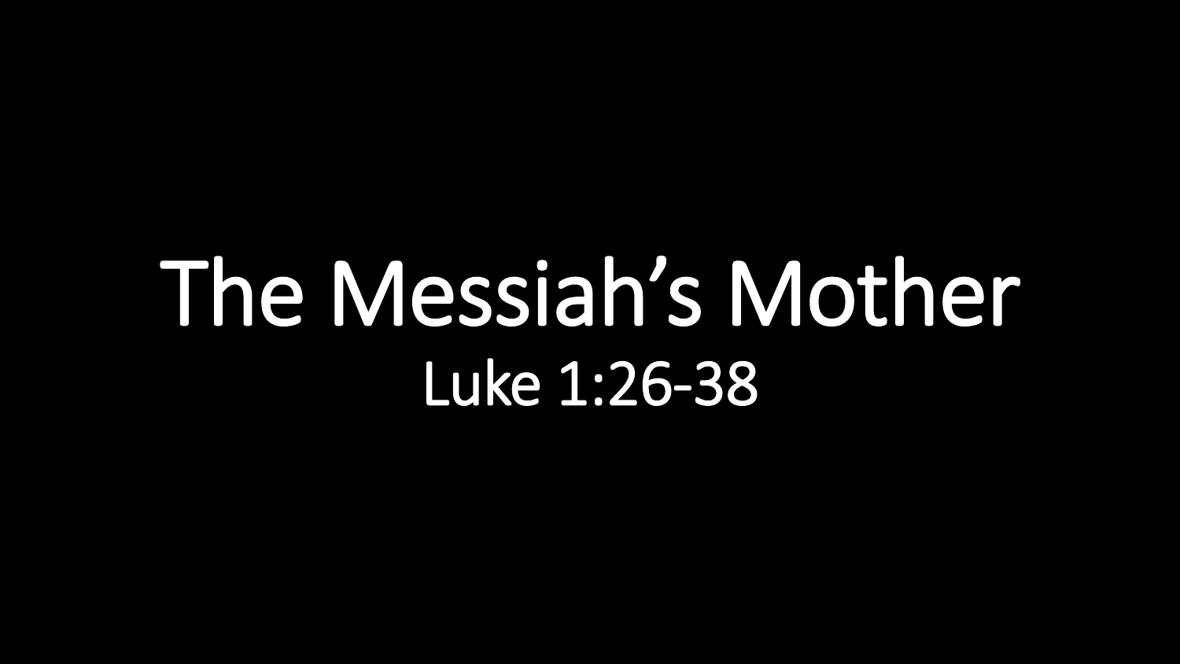# The Messiah’s Mother

Luke 1:26-38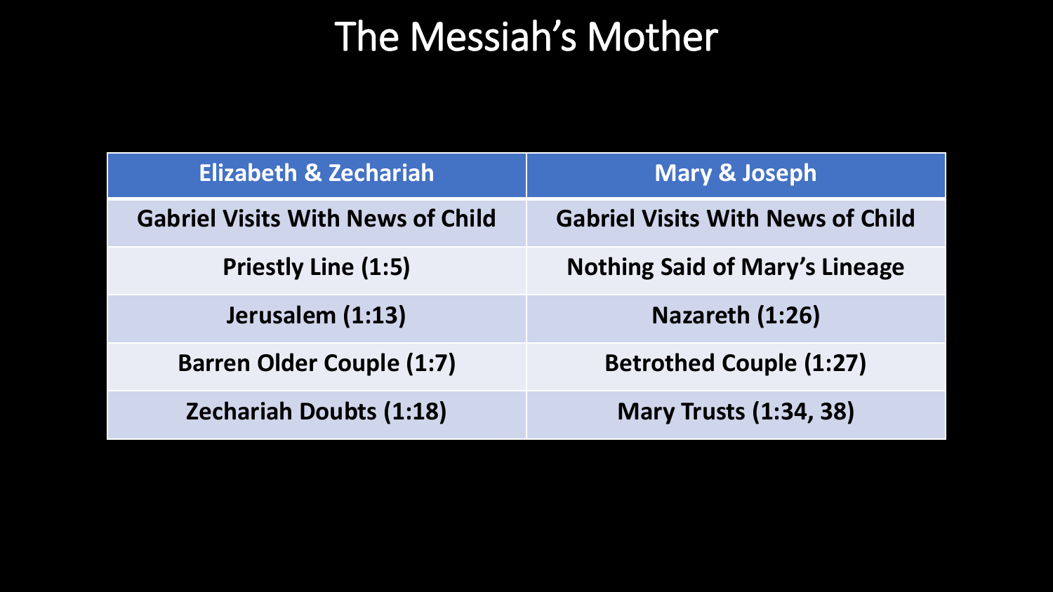# The Messiah's Mother

| Elizabeth & Zechariah | Mary & Joseph |
| --- | --- |
| **Gabriel Visits With News of Child** | **Gabriel Visits With News of Child** |
| **Priestly Line (1:5)** | **Nothing Said of Mary's Lineage** |
| **Jerusalem (1:13)** | **Nazareth (1:26)** |
| **Barren Older Couple (1:7)** | **Betrothed Couple (1:27)** |
| **Zechariah Doubts (1:18)** | **Mary Trusts (1:34, 38)** |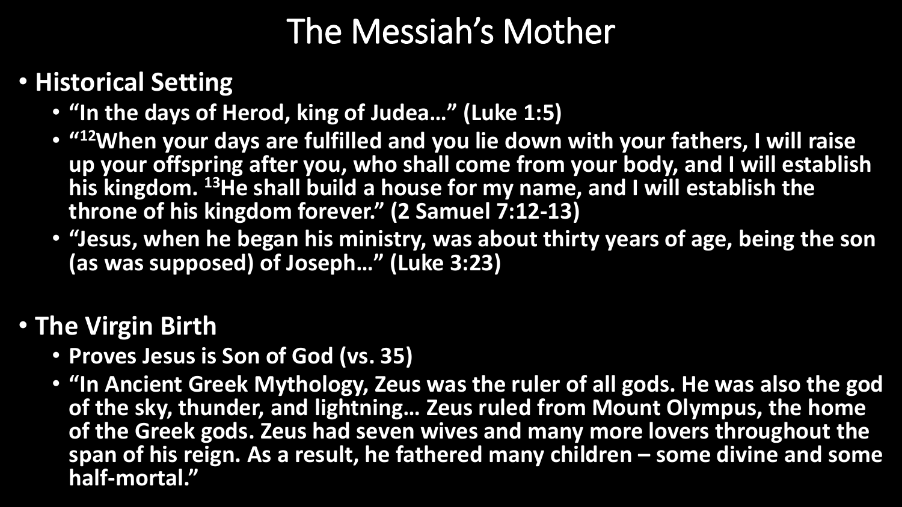# The Messiah's Mother

- **Historical Setting**
  - **"In the days of Herod, king of Judea…" (Luke 1:5)**
  - **"[12]When your days are fulfilled and you lie down with your fathers, I will raise up your offspring after you, who shall come from your body, and I will establish his kingdom. [13]He shall build a house for my name, and I will establish the throne of his kingdom forever." (2 Samuel 7:12-13)**
  - **"Jesus, when he began his ministry, was about thirty years of age, being the son (as was supposed) of Joseph…" (Luke 3:23)**

- **The Virgin Birth**
  - **Proves Jesus is Son of God (vs. 35)**
  - **"In Ancient Greek Mythology, Zeus was the ruler of all gods. He was also the god of the sky, thunder, and lightning… Zeus ruled from Mount Olympus, the home of the Greek gods. Zeus had seven wives and many more lovers throughout the span of his reign. As a result, he fathered many children – some divine and some half-mortal."**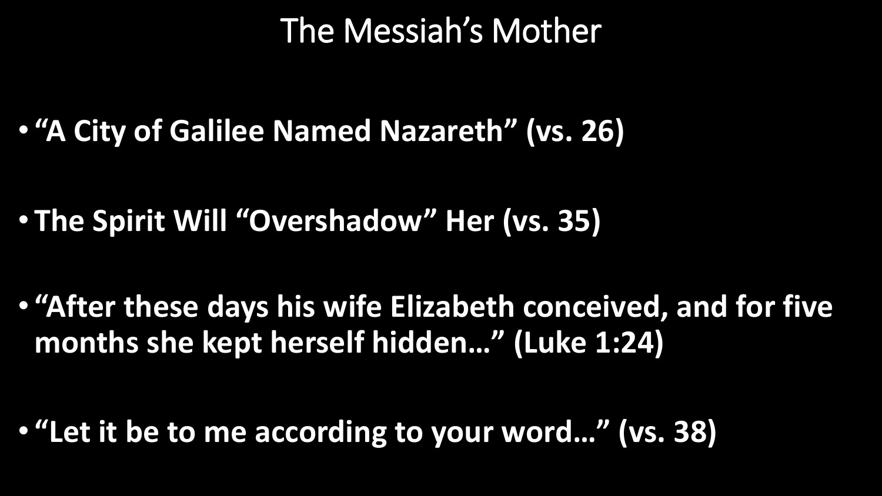# The Messiah's Mother

- **"A City of Galilee Named Nazareth" (vs. 26)**
- **The Spirit Will "Overshadow" Her (vs. 35)**
- **"After these days his wife Elizabeth conceived, and for five months she kept herself hidden…" (Luke 1:24)**
- **"Let it be to me according to your word…" (vs. 38)**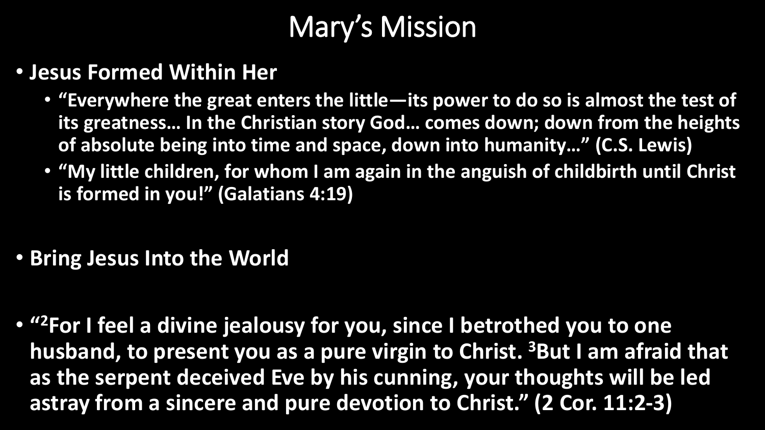# Mary’s Mission

- **Jesus Formed Within Her**
  - **“Everywhere the great enters the little—its power to do so is almost the test of its greatness… In the Christian story God… comes down; down from the heights of absolute being into time and space, down into humanity…” (C.S. Lewis)**
  - **“My little children, for whom I am again in the anguish of childbirth until Christ is formed in you!” (Galatians 4:19)**

- **Bring Jesus Into the World**

- **“[2]For I feel a divine jealousy for you, since I betrothed you to one husband, to present you as a pure virgin to Christ. [3]But I am afraid that as the serpent deceived Eve by his cunning, your thoughts will be led astray from a sincere and pure devotion to Christ.” (2 Cor. 11:2-3)**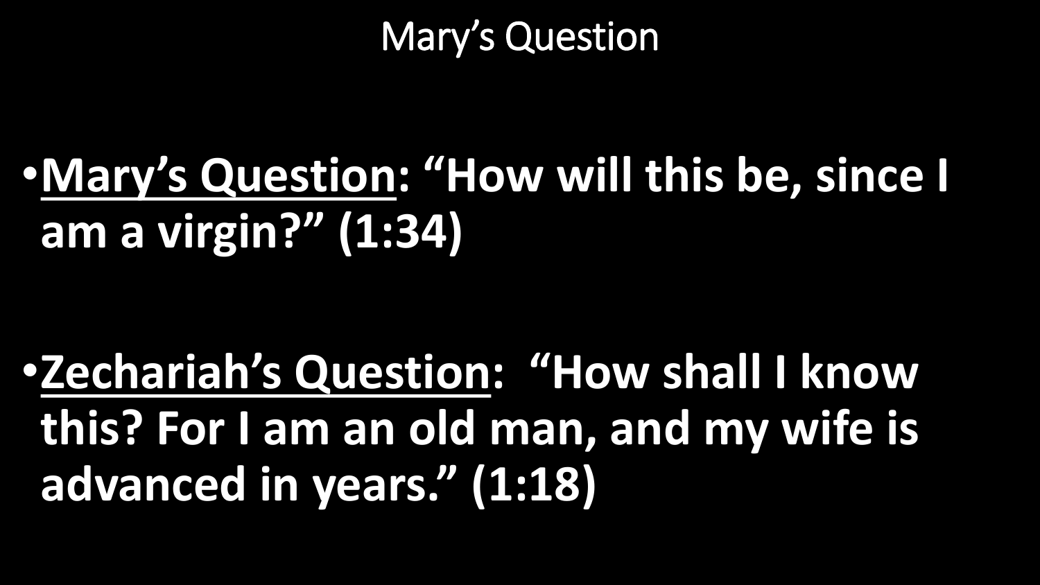# Mary's Question

- **<u>Mary's Question</u>: "How will this be, since I am a virgin?" (1:34)**

- **<u>Zechariah's Question</u>: "How shall I know this? For I am an old man, and my wife is advanced in years." (1:18)**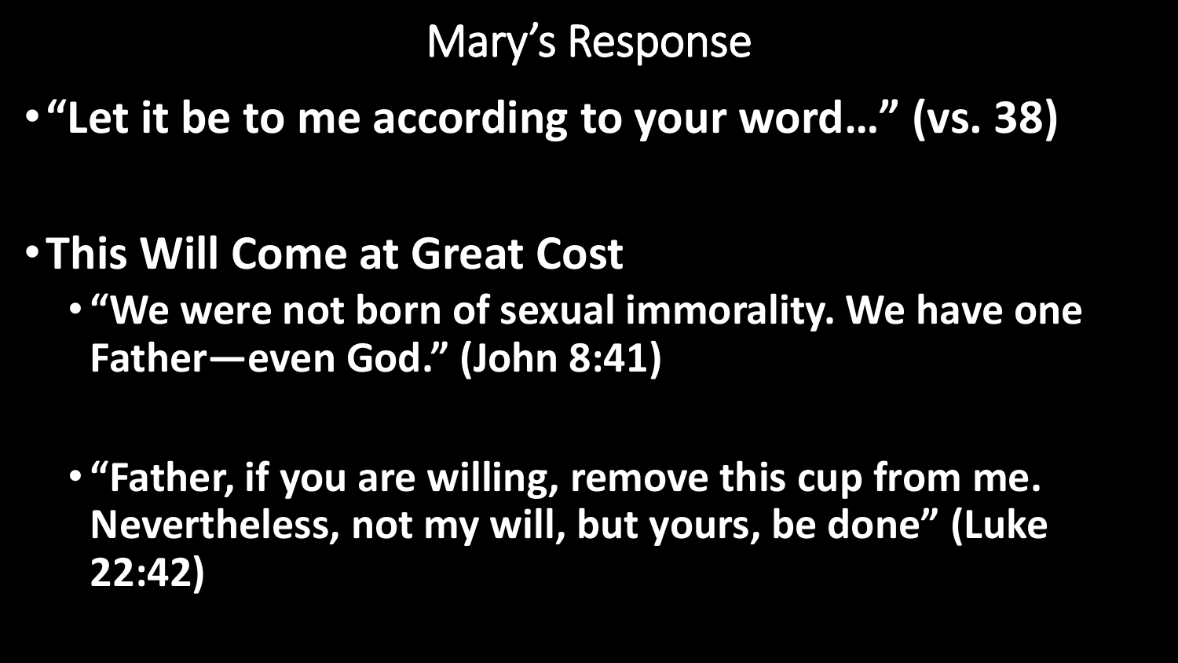# Mary’s Response

- **“Let it be to me according to your word…” (vs. 38)**
- **This Will Come at Great Cost**
  - **“We were not born of sexual immorality. We have one Father—even God.” (John 8:41)**
  - **“Father, if you are willing, remove this cup from me. Nevertheless, not my will, but yours, be done” (Luke 22:42)**